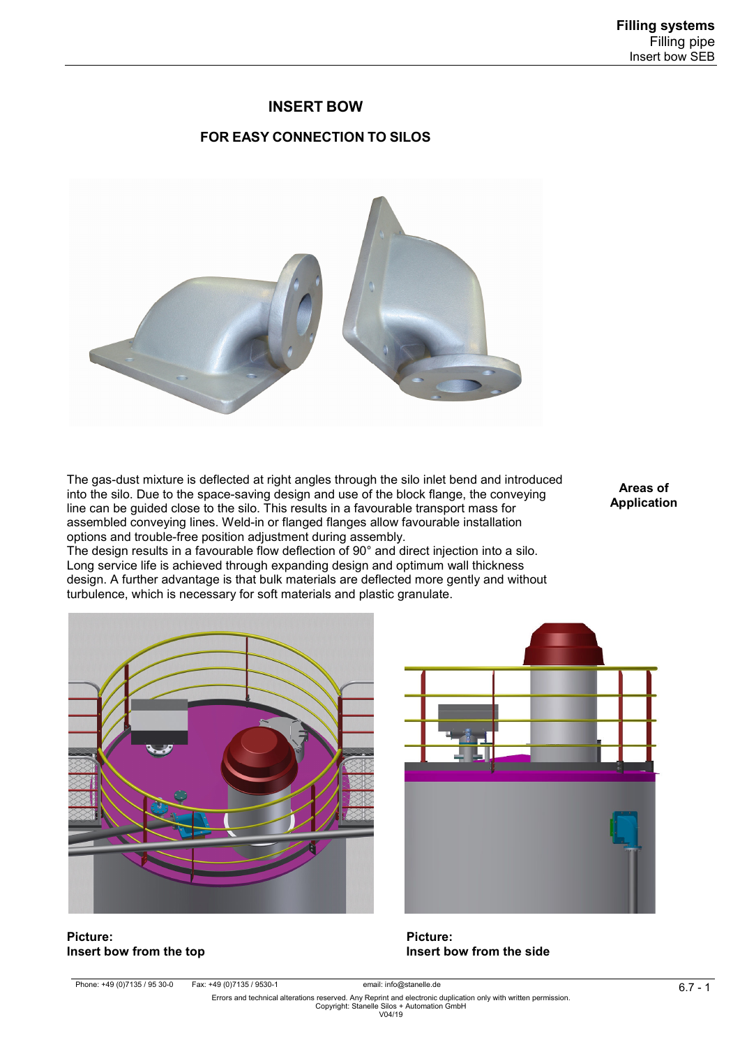# INSERT BOW

## FOR EASY CONNECTION TO SILOS

**Areas of Application**

The gas-dust mixture is deflected at right angles through the silo inlet bend and introduced into the silo. Due to the space-saving design and use of the block flange, the conveying line can be guided close to the silo. This results in a favourable transport mass for assembled conveying lines. Weld-in or flanged flanges allow favourable installation options and trouble-free position adjustment during assembly.
The design results in a favourable flow deflection of 90° and direct injection into a silo. Long service life is achieved through expanding design and optimum wall thickness design. A further advantage is that bulk materials are deflected more gently and without turbulence, which is necessary for soft materials and plastic granulate.

**Picture:**
**Insert bow from the top**

**Picture:**
**Insert bow from the side**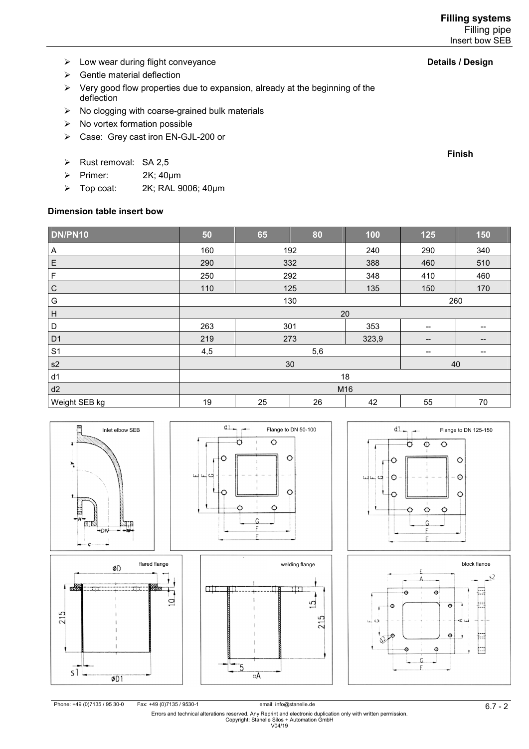**Details / Design**

- Low wear during flight conveyance
- Gentle material deflection
- Very good flow properties due to expansion, already at the beginning of the deflection
- No clogging with coarse-grained bulk materials
- No vortex formation possible
- Case: Grey cast iron EN-GJL-200 or

**Finish**

- Rust removal: SA 2,5
- Primer: 2K; 40µm
- Top coat: 2K; RAL 9006; 40µm

**Dimension table insert bow**

| DN/PN10 | 50 | 65 | 80 | 100 | 125 | 150 |
|---|---|---|---|---|---|---|
| A | 160 | 192 | | 240 | 290 | 340 |
| E | 290 | 332 | | 388 | 460 | 510 |
| F | 250 | 292 | | 348 | 410 | 460 |
| C | 110 | 125 | | 135 | 150 | 170 |
| G | 130 | | | | 260 | |
| H | 20 | | | | | |
| D | 263 | 301 | | 353 | -- | -- |
| D1 | 219 | 273 | | 323,9 | -- | -- |
| S1 | 4,5 | 5,6 | | | -- | -- |
| s2 | 30 | | | | 40 | |
| d1 | 18 | | | | | |
| d2 | M16 | | | | | |
| Weight SEB kg | 19 | 25 | 26 | 42 | 55 | 70 |

Inlet elbow SEB

Flange to DN 50-100

Flange to DN 125-150

flared flange

welding flange

block flange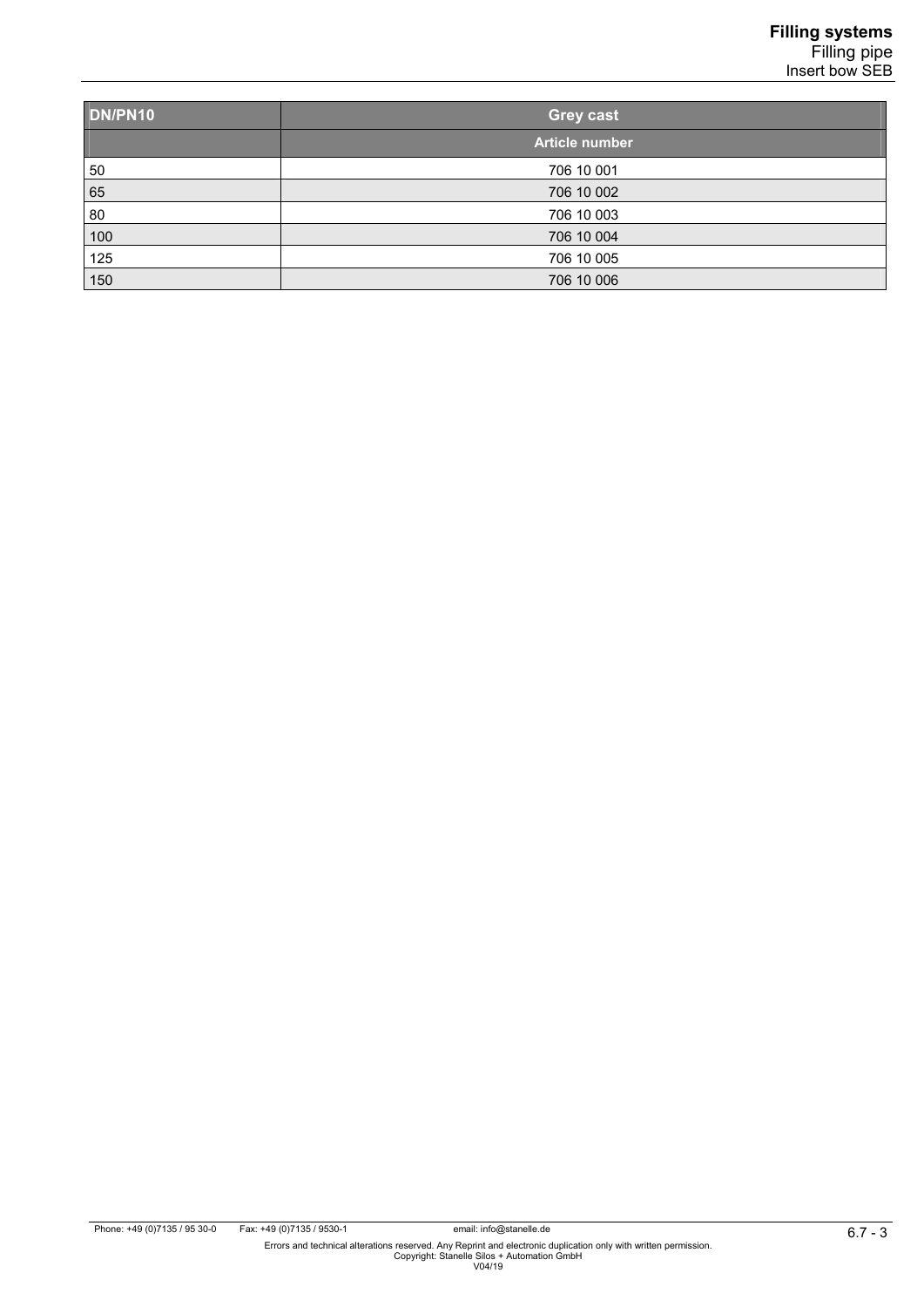| DN/PN10 | Grey cast |
| --- | --- |
| | Article number |
| 50 | 706 10 001 |
| 65 | 706 10 002 |
| 80 | 706 10 003 |
| 100 | 706 10 004 |
| 125 | 706 10 005 |
| 150 | 706 10 006 |